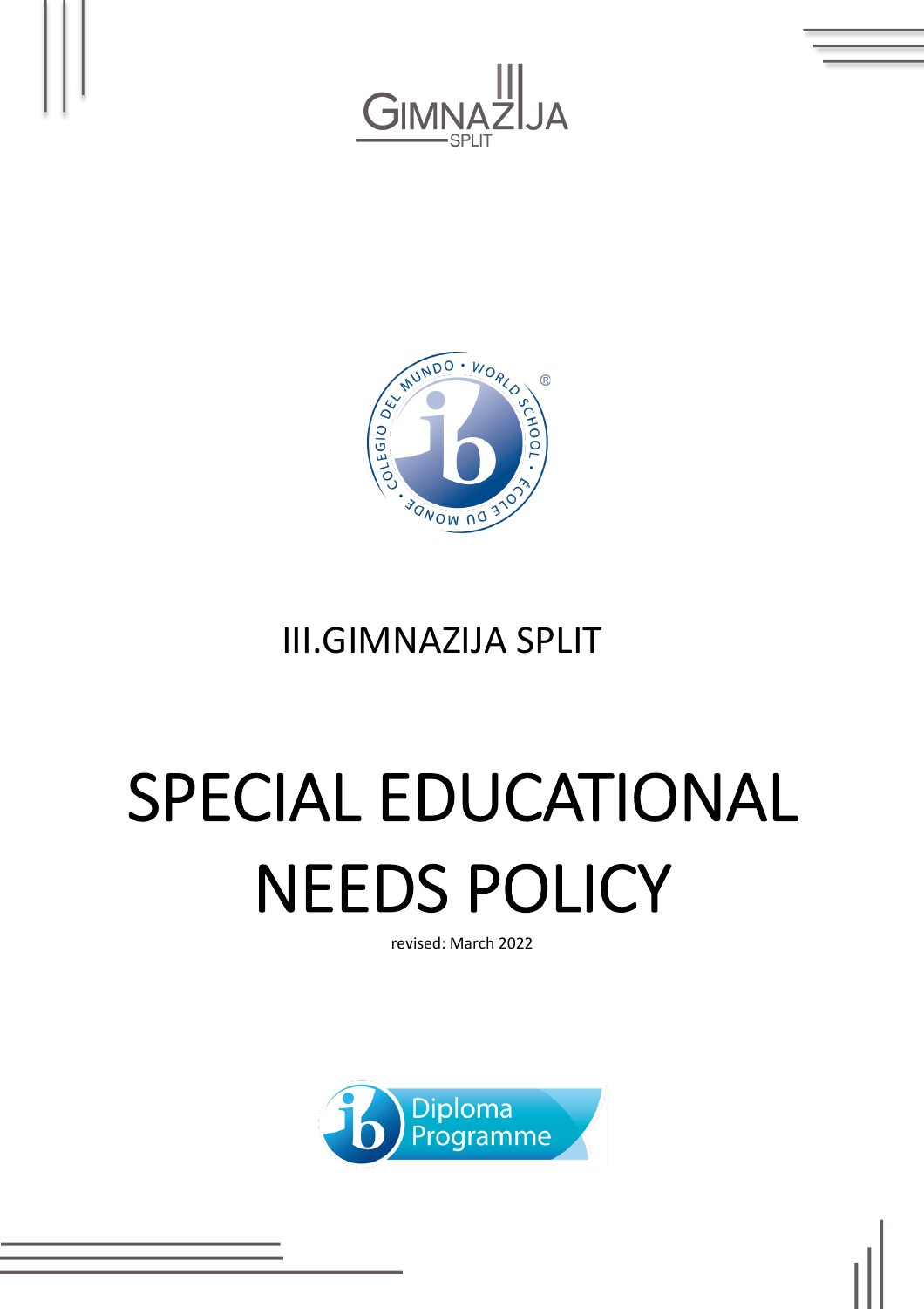III.GIMNAZIJA SPLIT

# SPECIAL EDUCATIONAL NEEDS POLICY

revised: March 2022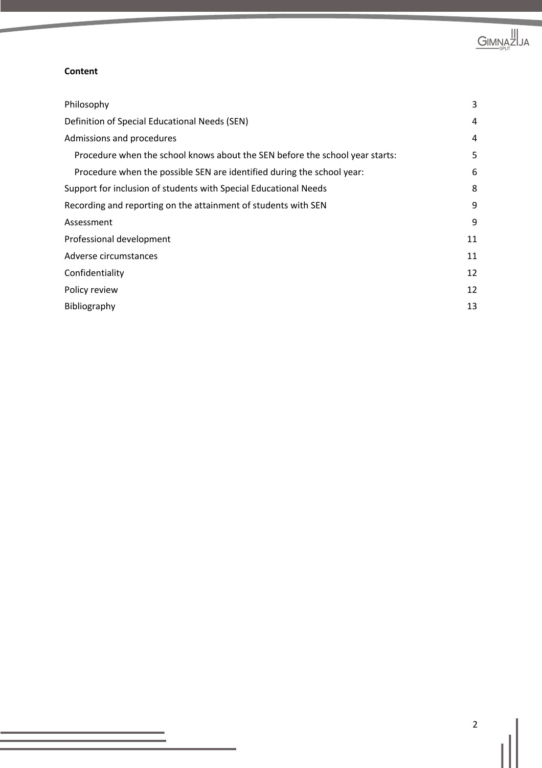**Content**

| | |
|---|---|
| Philosophy | 3 |
| Definition of Special Educational Needs (SEN) | 4 |
| Admissions and procedures | 4 |
| Procedure when the school knows about the SEN before the school year starts: | 5 |
| Procedure when the possible SEN are identified during the school year: | 6 |
| Support for inclusion of students with Special Educational Needs | 8 |
| Recording and reporting on the attainment of students with SEN | 9 |
| Assessment | 9 |
| Professional development | 11 |
| Adverse circumstances | 11 |
| Confidentiality | 12 |
| Policy review | 12 |
| Bibliography | 13 |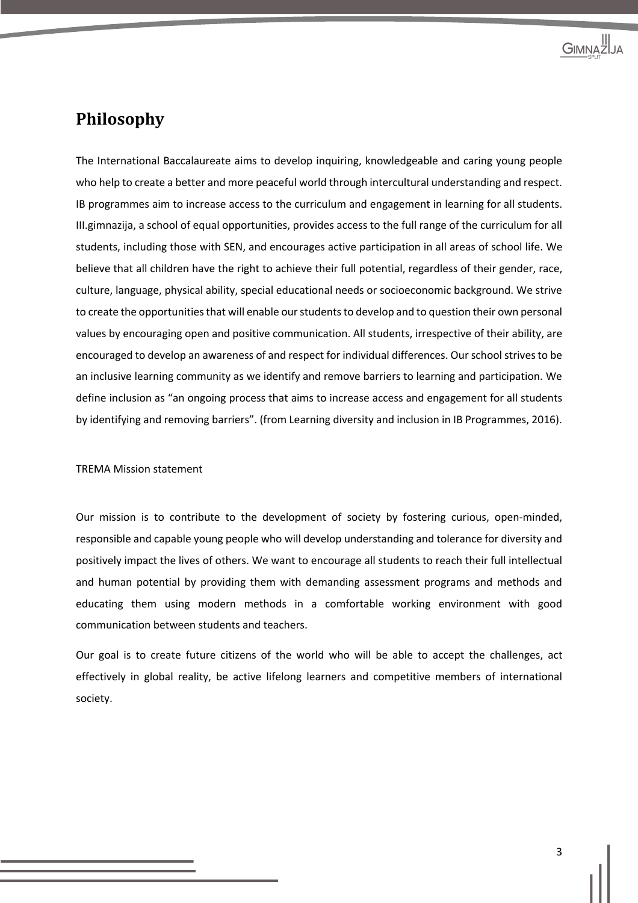# Philosophy

The International Baccalaureate aims to develop inquiring, knowledgeable and caring young people who help to create a better and more peaceful world through intercultural understanding and respect. IB programmes aim to increase access to the curriculum and engagement in learning for all students. III.gimnazija, a school of equal opportunities, provides access to the full range of the curriculum for all students, including those with SEN, and encourages active participation in all areas of school life. We believe that all children have the right to achieve their full potential, regardless of their gender, race, culture, language, physical ability, special educational needs or socioeconomic background. We strive to create the opportunities that will enable our students to develop and to question their own personal values by encouraging open and positive communication. All students, irrespective of their ability, are encouraged to develop an awareness of and respect for individual differences. Our school strives to be an inclusive learning community as we identify and remove barriers to learning and participation. We define inclusion as "an ongoing process that aims to increase access and engagement for all students by identifying and removing barriers". (from Learning diversity and inclusion in IB Programmes, 2016).

TREMA Mission statement

Our mission is to contribute to the development of society by fostering curious, open-minded, responsible and capable young people who will develop understanding and tolerance for diversity and positively impact the lives of others. We want to encourage all students to reach their full intellectual and human potential by providing them with demanding assessment programs and methods and educating them using modern methods in a comfortable working environment with good communication between students and teachers.

Our goal is to create future citizens of the world who will be able to accept the challenges, act effectively in global reality, be active lifelong learners and competitive members of international society.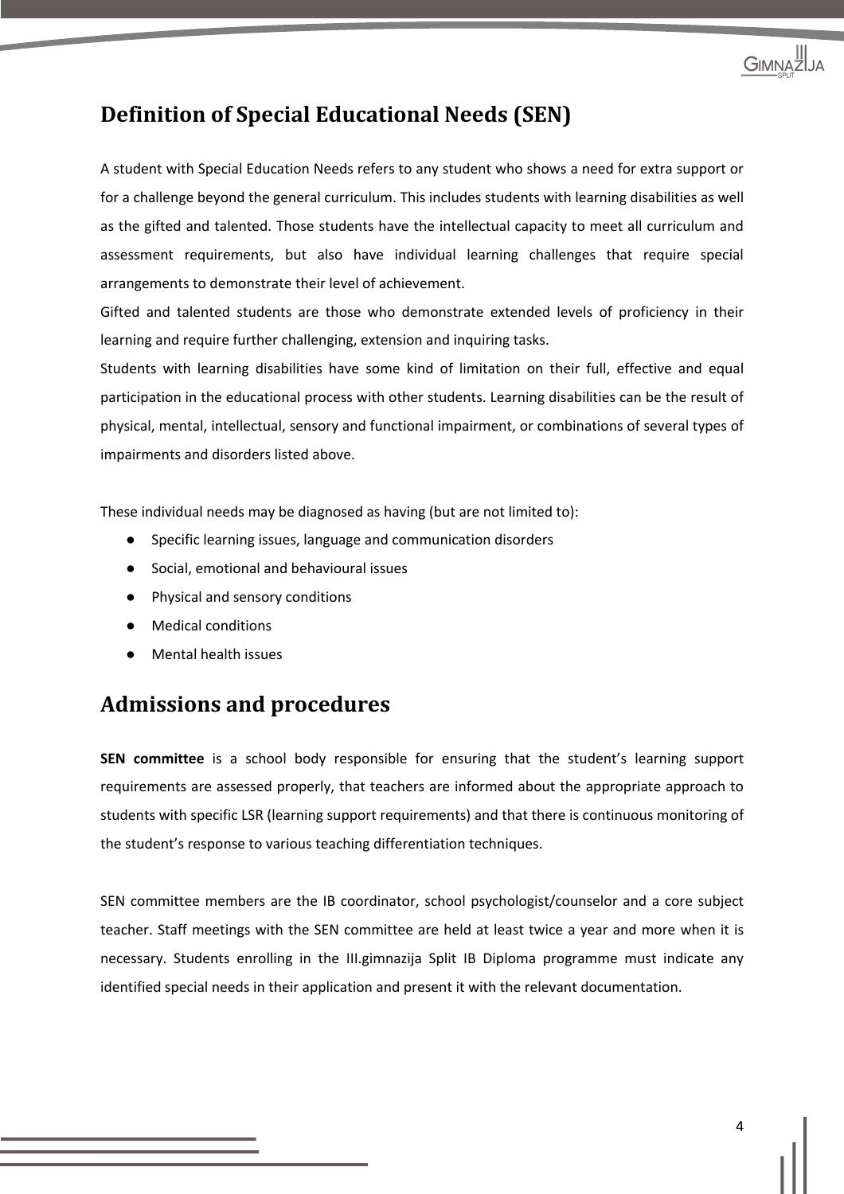## Definition of Special Educational Needs (SEN)

A student with Special Education Needs refers to any student who shows a need for extra support or for a challenge beyond the general curriculum. This includes students with learning disabilities as well as the gifted and talented. Those students have the intellectual capacity to meet all curriculum and assessment requirements, but also have individual learning challenges that require special arrangements to demonstrate their level of achievement.

Gifted and talented students are those who demonstrate extended levels of proficiency in their learning and require further challenging, extension and inquiring tasks.

Students with learning disabilities have some kind of limitation on their full, effective and equal participation in the educational process with other students. Learning disabilities can be the result of physical, mental, intellectual, sensory and functional impairment, or combinations of several types of impairments and disorders listed above.

These individual needs may be diagnosed as having (but are not limited to):

- Specific learning issues, language and communication disorders
- Social, emotional and behavioural issues
- Physical and sensory conditions
- Medical conditions
- Mental health issues

## Admissions and procedures

**SEN committee** is a school body responsible for ensuring that the student's learning support requirements are assessed properly, that teachers are informed about the appropriate approach to students with specific LSR (learning support requirements) and that there is continuous monitoring of the student's response to various teaching differentiation techniques.

SEN committee members are the IB coordinator, school psychologist/counselor and a core subject teacher. Staff meetings with the SEN committee are held at least twice a year and more when it is necessary. Students enrolling in the III.gimnazija Split IB Diploma programme must indicate any identified special needs in their application and present it with the relevant documentation.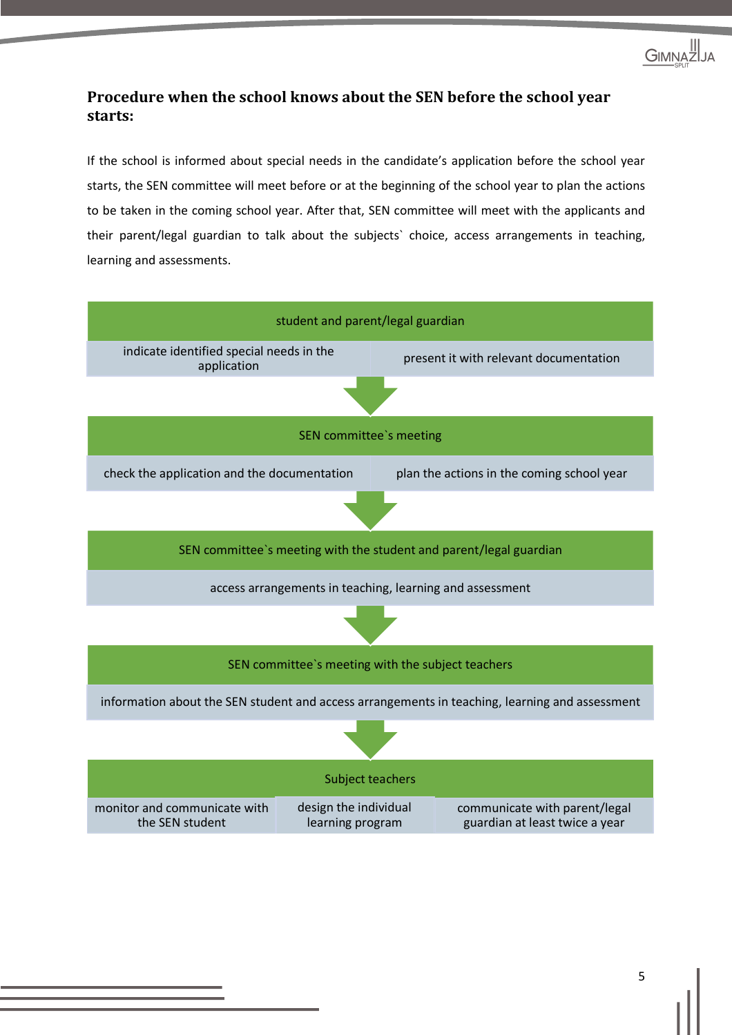## Procedure when the school knows about the SEN before the school year starts:

If the school is informed about special needs in the candidate's application before the school year starts, the SEN committee will meet before or at the beginning of the school year to plan the actions to be taken in the coming school year. After that, SEN committee will meet with the applicants and their parent/legal guardian to talk about the subjects` choice, access arrangements in teaching, learning and assessments.

**student and parent/legal guardian**

- indicate identified special needs in the application
- present it with relevant documentation

↓

**SEN committee`s meeting**

- check the application and the documentation
- plan the actions in the coming school year

↓

**SEN committee`s meeting with the student and parent/legal guardian**

- access arrangements in teaching, learning and assessment

↓

**SEN committee`s meeting with the subject teachers**

- information about the SEN student and access arrangements in teaching, learning and assessment

↓

**Subject teachers**

- monitor and communicate with the SEN student
- design the individual learning program
- communicate with parent/legal guardian at least twice a year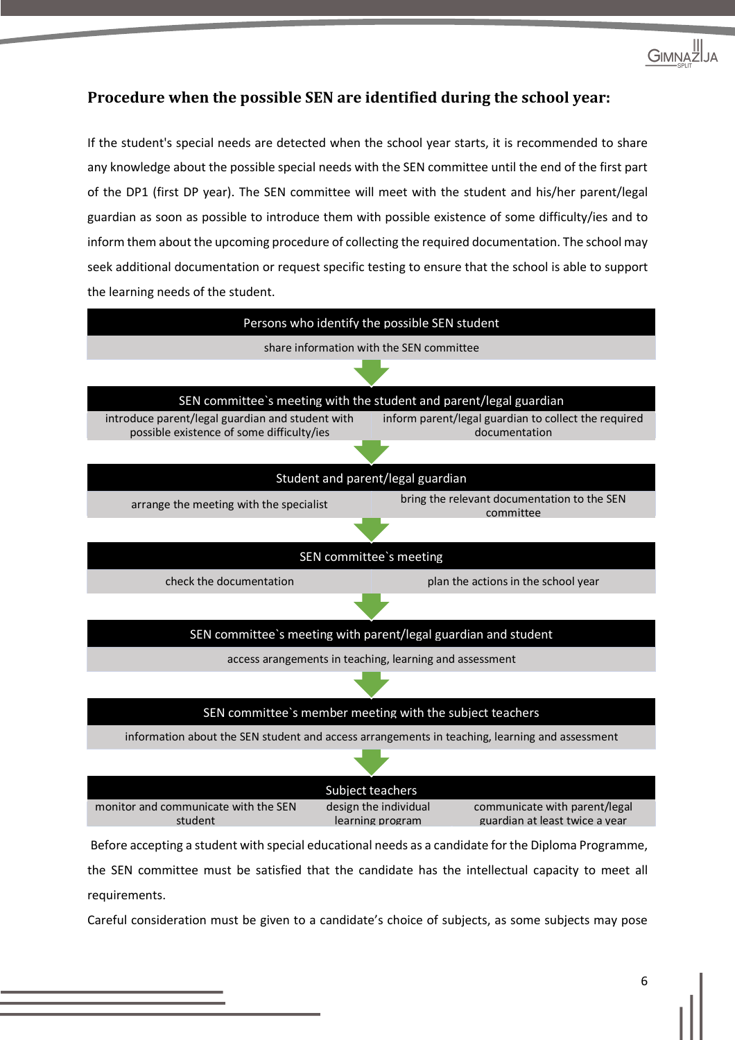## Procedure when the possible SEN are identified during the school year:

If the student's special needs are detected when the school year starts, it is recommended to share any knowledge about the possible special needs with the SEN committee until the end of the first part of the DP1 (first DP year). The SEN committee will meet with the student and his/her parent/legal guardian as soon as possible to introduce them with possible existence of some difficulty/ies and to inform them about the upcoming procedure of collecting the required documentation. The school may seek additional documentation or request specific testing to ensure that the school is able to support the learning needs of the student.

**Persons who identify the possible SEN student**

- share information with the SEN committee

↓

**SEN committee`s meeting with the student and parent/legal guardian**

- introduce parent/legal guardian and student with possible existence of some difficulty/ies
- inform parent/legal guardian to collect the required documentation

↓

**Student and parent/legal guardian**

- arrange the meeting with the specialist
- bring the relevant documentation to the SEN committee

↓

**SEN committee`s meeting**

- check the documentation
- plan the actions in the school year

↓

**SEN committee`s meeting with parent/legal guardian and student**

- access arangements in teaching, learning and assessment

↓

**SEN committee`s member meeting with the subject teachers**

- information about the SEN student and access arrangements in teaching, learning and assessment

↓

**Subject teachers**

- monitor and communicate with the SEN student
- design the individual learning program
- communicate with parent/legal guardian at least twice a year

Before accepting a student with special educational needs as a candidate for the Diploma Programme, the SEN committee must be satisfied that the candidate has the intellectual capacity to meet all requirements.

Careful consideration must be given to a candidate's choice of subjects, as some subjects may pose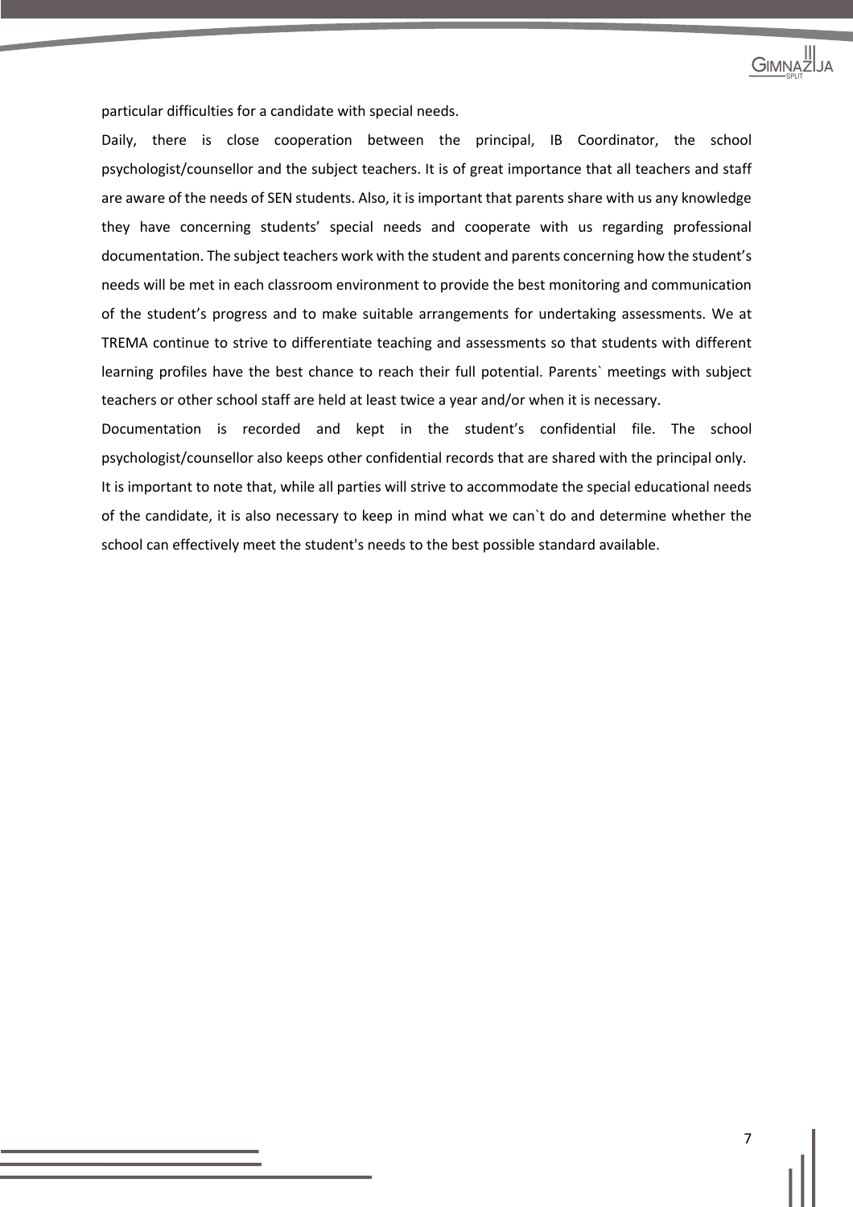particular difficulties for a candidate with special needs.

Daily, there is close cooperation between the principal, IB Coordinator, the school psychologist/counsellor and the subject teachers. It is of great importance that all teachers and staff are aware of the needs of SEN students. Also, it is important that parents share with us any knowledge they have concerning students' special needs and cooperate with us regarding professional documentation. The subject teachers work with the student and parents concerning how the student's needs will be met in each classroom environment to provide the best monitoring and communication of the student's progress and to make suitable arrangements for undertaking assessments. We at TREMA continue to strive to differentiate teaching and assessments so that students with different learning profiles have the best chance to reach their full potential. Parents` meetings with subject teachers or other school staff are held at least twice a year and/or when it is necessary.

Documentation is recorded and kept in the student's confidential file. The school psychologist/counsellor also keeps other confidential records that are shared with the principal only.

It is important to note that, while all parties will strive to accommodate the special educational needs of the candidate, it is also necessary to keep in mind what we can`t do and determine whether the school can effectively meet the student's needs to the best possible standard available.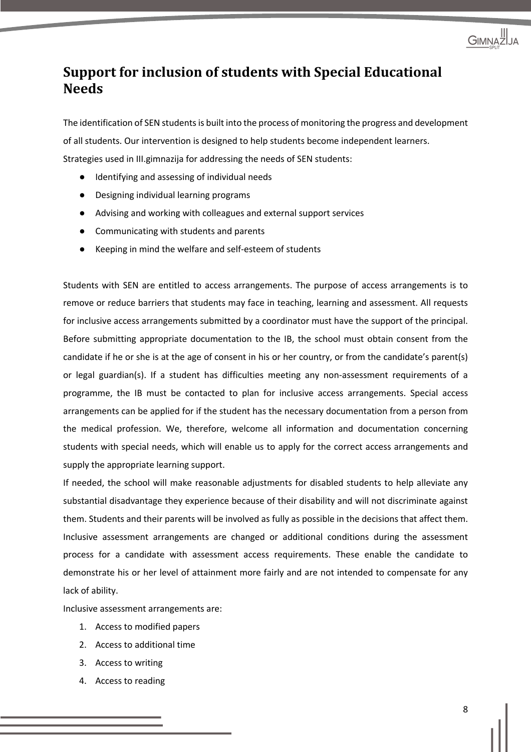## Support for inclusion of students with Special Educational Needs

The identification of SEN students is built into the process of monitoring the progress and development of all students. Our intervention is designed to help students become independent learners.
Strategies used in III.gimnazija for addressing the needs of SEN students:

- Identifying and assessing of individual needs
- Designing individual learning programs
- Advising and working with colleagues and external support services
- Communicating with students and parents
- Keeping in mind the welfare and self-esteem of students

Students with SEN are entitled to access arrangements. The purpose of access arrangements is to remove or reduce barriers that students may face in teaching, learning and assessment. All requests for inclusive access arrangements submitted by a coordinator must have the support of the principal. Before submitting appropriate documentation to the IB, the school must obtain consent from the candidate if he or she is at the age of consent in his or her country, or from the candidate's parent(s) or legal guardian(s). If a student has difficulties meeting any non-assessment requirements of a programme, the IB must be contacted to plan for inclusive access arrangements. Special access arrangements can be applied for if the student has the necessary documentation from a person from the medical profession. We, therefore, welcome all information and documentation concerning students with special needs, which will enable us to apply for the correct access arrangements and supply the appropriate learning support.
If needed, the school will make reasonable adjustments for disabled students to help alleviate any substantial disadvantage they experience because of their disability and will not discriminate against them. Students and their parents will be involved as fully as possible in the decisions that affect them.
Inclusive assessment arrangements are changed or additional conditions during the assessment process for a candidate with assessment access requirements. These enable the candidate to demonstrate his or her level of attainment more fairly and are not intended to compensate for any lack of ability.
Inclusive assessment arrangements are:

1. Access to modified papers
2. Access to additional time
3. Access to writing
4. Access to reading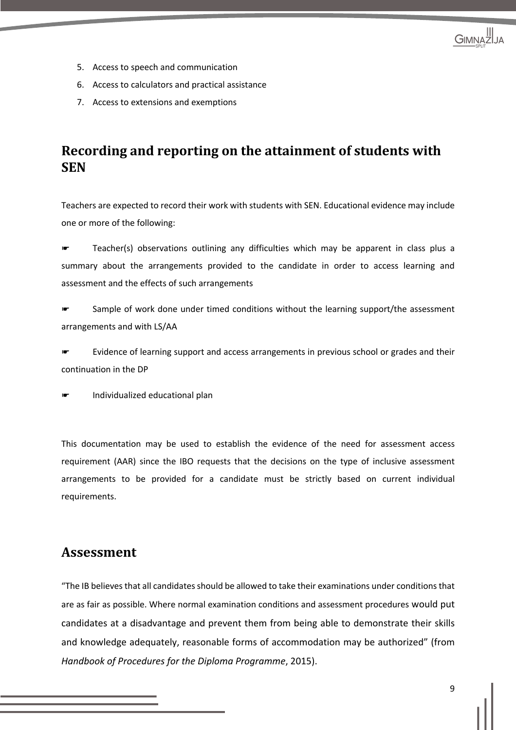5. Access to speech and communication
6. Access to calculators and practical assistance
7. Access to extensions and exemptions

## Recording and reporting on the attainment of students with SEN

Teachers are expected to record their work with students with SEN. Educational evidence may include one or more of the following:

- Teacher(s) observations outlining any difficulties which may be apparent in class plus a summary about the arrangements provided to the candidate in order to access learning and assessment and the effects of such arrangements
- Sample of work done under timed conditions without the learning support/the assessment arrangements and with LS/AA
- Evidence of learning support and access arrangements in previous school or grades and their continuation in the DP
- Individualized educational plan

This documentation may be used to establish the evidence of the need for assessment access requirement (AAR) since the IBO requests that the decisions on the type of inclusive assessment arrangements to be provided for a candidate must be strictly based on current individual requirements.

## Assessment

"The IB believes that all candidates should be allowed to take their examinations under conditions that are as fair as possible. Where normal examination conditions and assessment procedures would put candidates at a disadvantage and prevent them from being able to demonstrate their skills and knowledge adequately, reasonable forms of accommodation may be authorized" (from *Handbook of Procedures for the Diploma Programme*, 2015).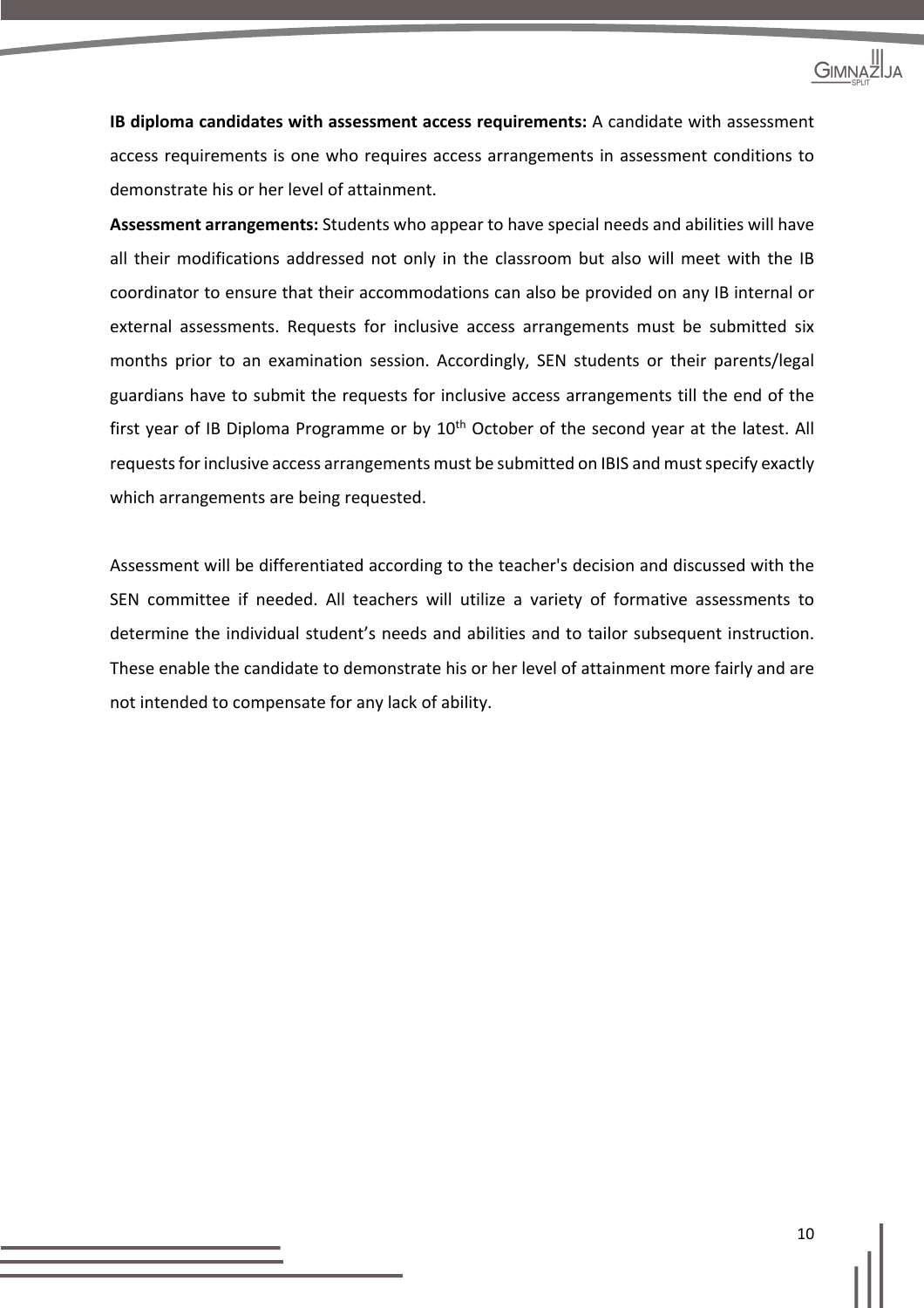**IB diploma candidates with assessment access requirements:** A candidate with assessment access requirements is one who requires access arrangements in assessment conditions to demonstrate his or her level of attainment.

**Assessment arrangements:** Students who appear to have special needs and abilities will have all their modifications addressed not only in the classroom but also will meet with the IB coordinator to ensure that their accommodations can also be provided on any IB internal or external assessments. Requests for inclusive access arrangements must be submitted six months prior to an examination session. Accordingly, SEN students or their parents/legal guardians have to submit the requests for inclusive access arrangements till the end of the first year of IB Diploma Programme or by 10th October of the second year at the latest. All requests for inclusive access arrangements must be submitted on IBIS and must specify exactly which arrangements are being requested.

Assessment will be differentiated according to the teacher's decision and discussed with the SEN committee if needed. All teachers will utilize a variety of formative assessments to determine the individual student's needs and abilities and to tailor subsequent instruction. These enable the candidate to demonstrate his or her level of attainment more fairly and are not intended to compensate for any lack of ability.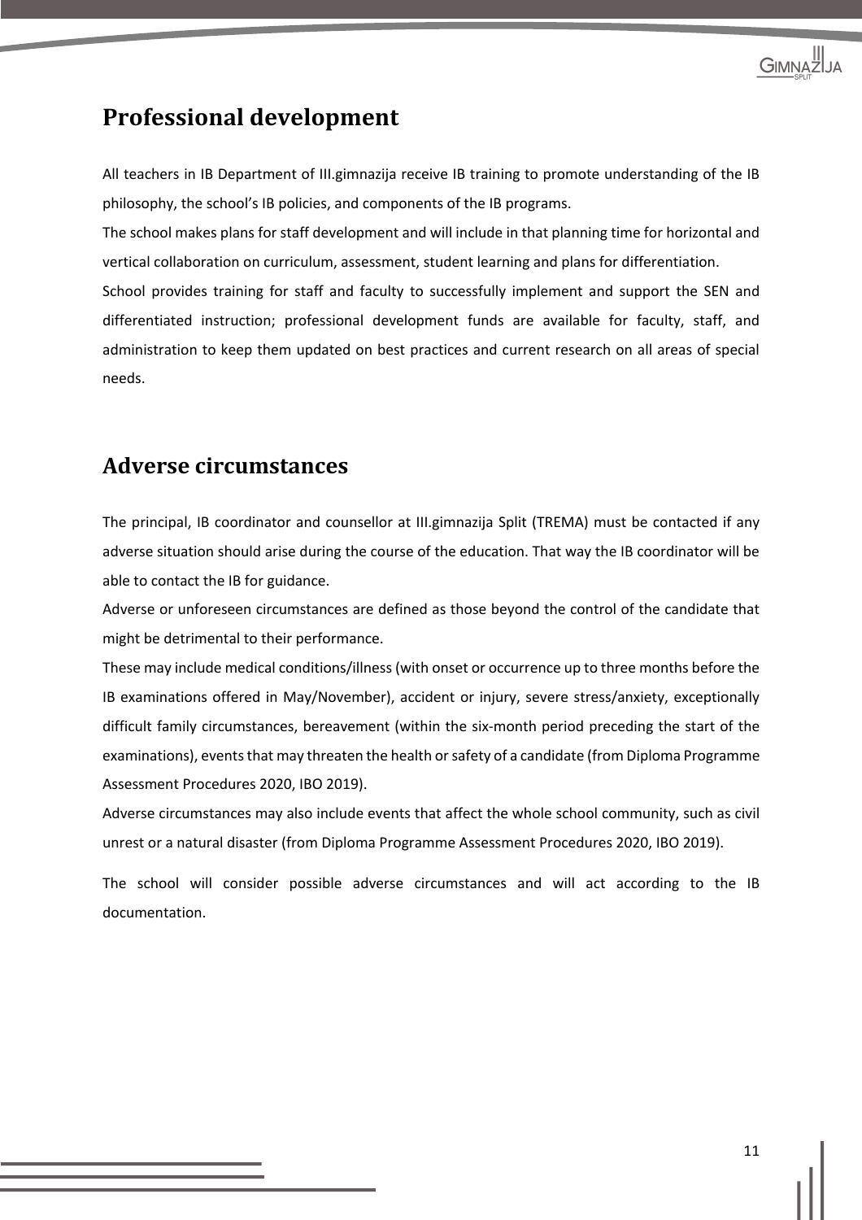## Professional development

All teachers in IB Department of III.gimnazija receive IB training to promote understanding of the IB philosophy, the school's IB policies, and components of the IB programs.

The school makes plans for staff development and will include in that planning time for horizontal and vertical collaboration on curriculum, assessment, student learning and plans for differentiation.

School provides training for staff and faculty to successfully implement and support the SEN and differentiated instruction; professional development funds are available for faculty, staff, and administration to keep them updated on best practices and current research on all areas of special needs.

## Adverse circumstances

The principal, IB coordinator and counsellor at III.gimnazija Split (TREMA) must be contacted if any adverse situation should arise during the course of the education. That way the IB coordinator will be able to contact the IB for guidance.

Adverse or unforeseen circumstances are defined as those beyond the control of the candidate that might be detrimental to their performance.

These may include medical conditions/illness (with onset or occurrence up to three months before the IB examinations offered in May/November), accident or injury, severe stress/anxiety, exceptionally difficult family circumstances, bereavement (within the six-month period preceding the start of the examinations), events that may threaten the health or safety of a candidate (from Diploma Programme Assessment Procedures 2020, IBO 2019).

Adverse circumstances may also include events that affect the whole school community, such as civil unrest or a natural disaster (from Diploma Programme Assessment Procedures 2020, IBO 2019).

The school will consider possible adverse circumstances and will act according to the IB documentation.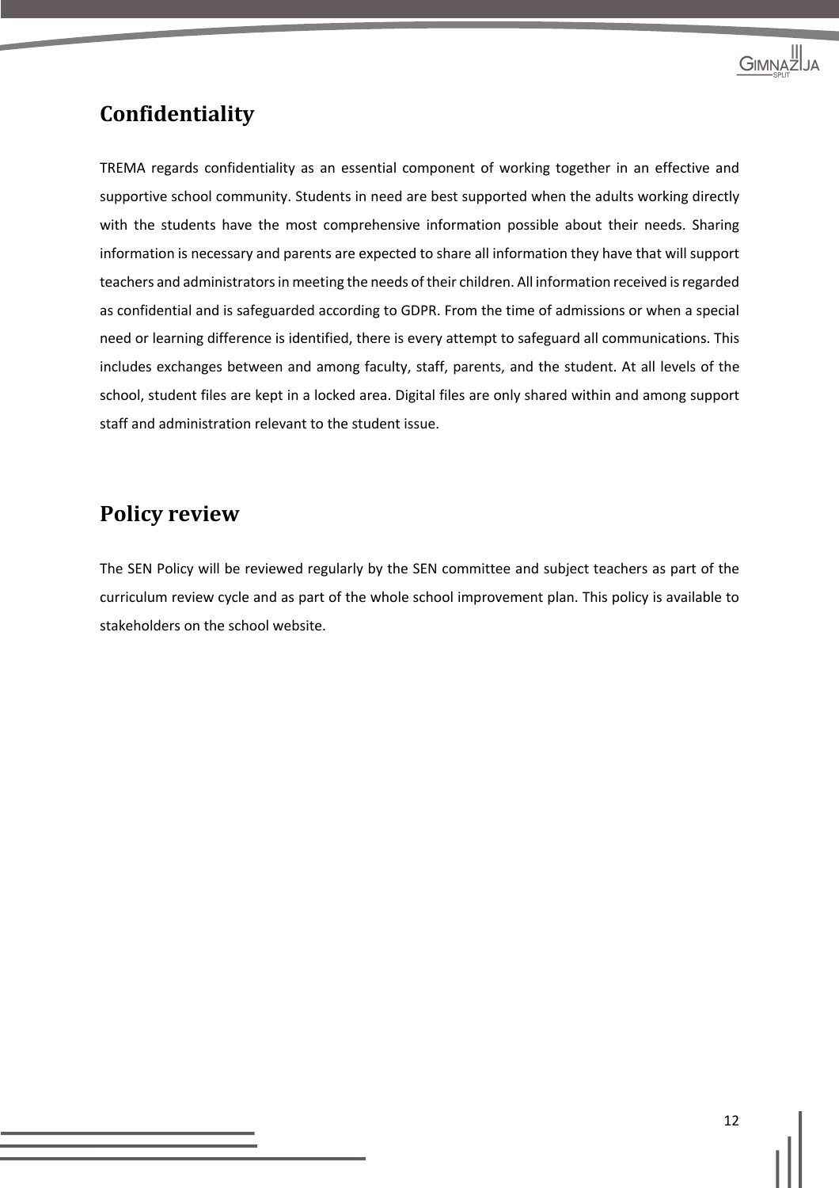## Confidentiality

TREMA regards confidentiality as an essential component of working together in an effective and supportive school community. Students in need are best supported when the adults working directly with the students have the most comprehensive information possible about their needs. Sharing information is necessary and parents are expected to share all information they have that will support teachers and administrators in meeting the needs of their children. All information received is regarded as confidential and is safeguarded according to GDPR. From the time of admissions or when a special need or learning difference is identified, there is every attempt to safeguard all communications. This includes exchanges between and among faculty, staff, parents, and the student. At all levels of the school, student files are kept in a locked area. Digital files are only shared within and among support staff and administration relevant to the student issue.

## Policy review

The SEN Policy will be reviewed regularly by the SEN committee and subject teachers as part of the curriculum review cycle and as part of the whole school improvement plan. This policy is available to stakeholders on the school website.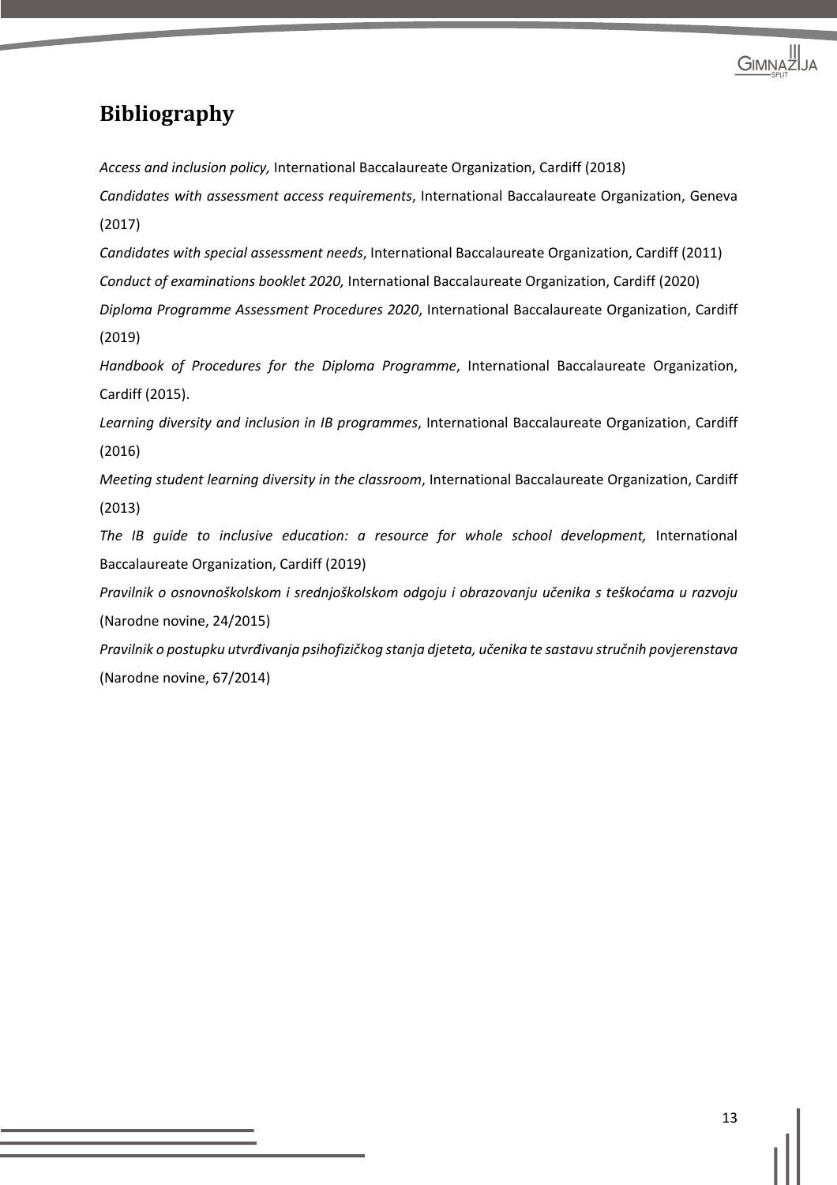## Bibliography

*Access and inclusion policy,* International Baccalaureate Organization, Cardiff (2018)

*Candidates with assessment access requirements*, International Baccalaureate Organization, Geneva (2017)

*Candidates with special assessment needs*, International Baccalaureate Organization, Cardiff (2011)

*Conduct of examinations booklet 2020,* International Baccalaureate Organization, Cardiff (2020)

*Diploma Programme Assessment Procedures 2020*, International Baccalaureate Organization, Cardiff (2019)

*Handbook of Procedures for the Diploma Programme*, International Baccalaureate Organization, Cardiff (2015).

*Learning diversity and inclusion in IB programmes*, International Baccalaureate Organization, Cardiff (2016)

*Meeting student learning diversity in the classroom*, International Baccalaureate Organization, Cardiff (2013)

*The IB guide to inclusive education: a resource for whole school development,* International Baccalaureate Organization, Cardiff (2019)

*Pravilnik o osnovnoškolskom i srednjoškolskom odgoju i obrazovanju učenika s teškoćama u razvoju* (Narodne novine, 24/2015)

*Pravilnik o postupku utvrđivanja psihofizičkog stanja djeteta, učenika te sastavu stručnih povjerenstava* (Narodne novine, 67/2014)